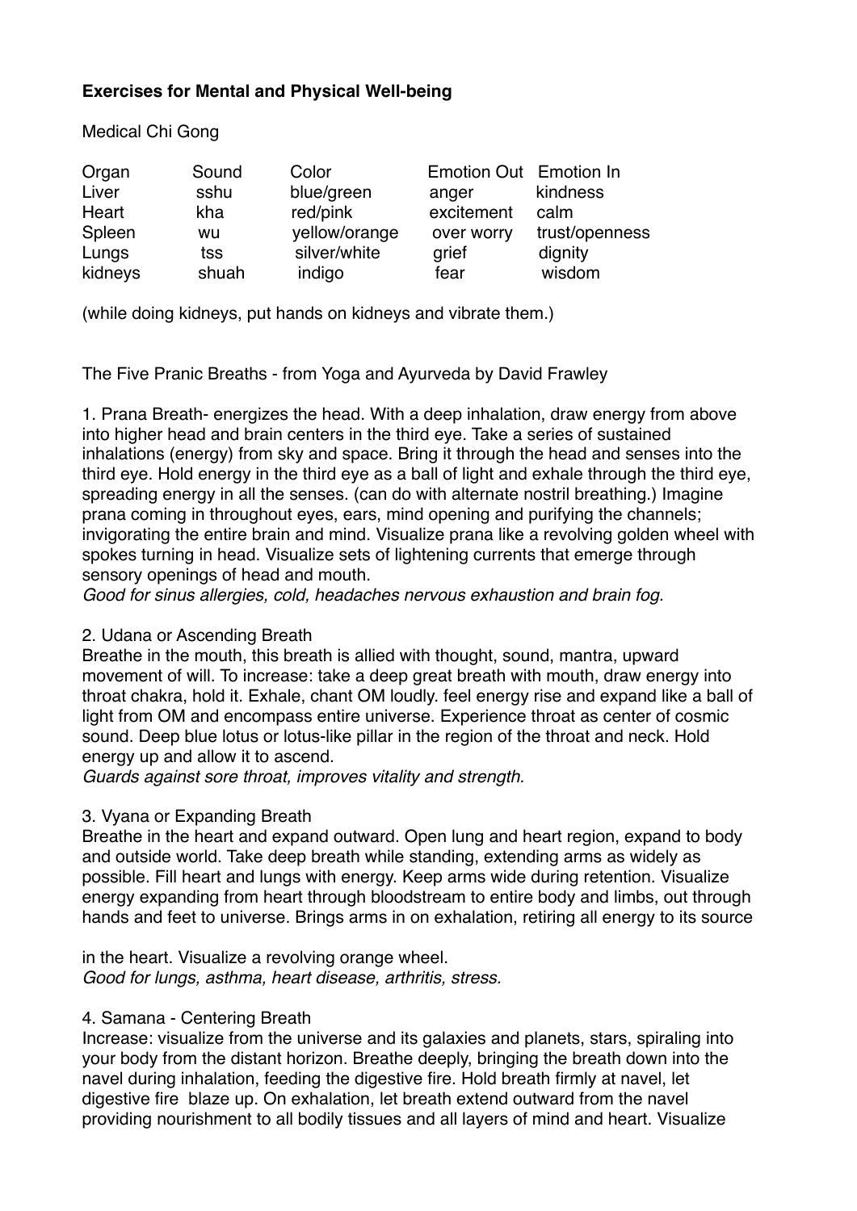**Exercises for Mental and Physical Well-being**

Medical Chi Gong

| Organ | Sound | Color | Emotion Out | Emotion In |
|---|---|---|---|---|
| Liver | sshu | blue/green | anger | kindness |
| Heart | kha | red/pink | excitement | calm |
| Spleen | wu | yellow/orange | over worry | trust/openness |
| Lungs | tss | silver/white | grief | dignity |
| kidneys | shuah | indigo | fear | wisdom |

(while doing kidneys, put hands on kidneys and vibrate them.)

The Five Pranic Breaths - from Yoga and Ayurveda by David Frawley

1. Prana Breath- energizes the head. With a deep inhalation, draw energy from above into higher head and brain centers in the third eye. Take a series of sustained inhalations (energy) from sky and space. Bring it through the head and senses into the third eye. Hold energy in the third eye as a ball of light and exhale through the third eye, spreading energy in all the senses. (can do with alternate nostril breathing.) Imagine prana coming in throughout eyes, ears, mind opening and purifying the channels; invigorating the entire brain and mind. Visualize prana like a revolving golden wheel with spokes turning in head. Visualize sets of lightening currents that emerge through sensory openings of head and mouth.
*Good for sinus allergies, cold, headaches nervous exhaustion and brain fog.*

2. Udana or Ascending Breath
Breathe in the mouth, this breath is allied with thought, sound, mantra, upward movement of will. To increase: take a deep great breath with mouth, draw energy into throat chakra, hold it. Exhale, chant OM loudly. feel energy rise and expand like a ball of light from OM and encompass entire universe. Experience throat as center of cosmic sound. Deep blue lotus or lotus-like pillar in the region of the throat and neck. Hold energy up and allow it to ascend.
*Guards against sore throat, improves vitality and strength.*

3. Vyana or Expanding Breath
Breathe in the heart and expand outward. Open lung and heart region, expand to body and outside world. Take deep breath while standing, extending arms as widely as possible. Fill heart and lungs with energy. Keep arms wide during retention. Visualize energy expanding from heart through bloodstream to entire body and limbs, out through hands and feet to universe. Brings arms in on exhalation, retiring all energy to its source in the heart. Visualize a revolving orange wheel.
*Good for lungs, asthma, heart disease, arthritis, stress.*

4. Samana - Centering Breath
Increase: visualize from the universe and its galaxies and planets, stars, spiraling into your body from the distant horizon. Breathe deeply, bringing the breath down into the navel during inhalation, feeding the digestive fire. Hold breath firmly at navel, let digestive fire blaze up. On exhalation, let breath extend outward from the navel providing nourishment to all bodily tissues and all layers of mind and heart. Visualize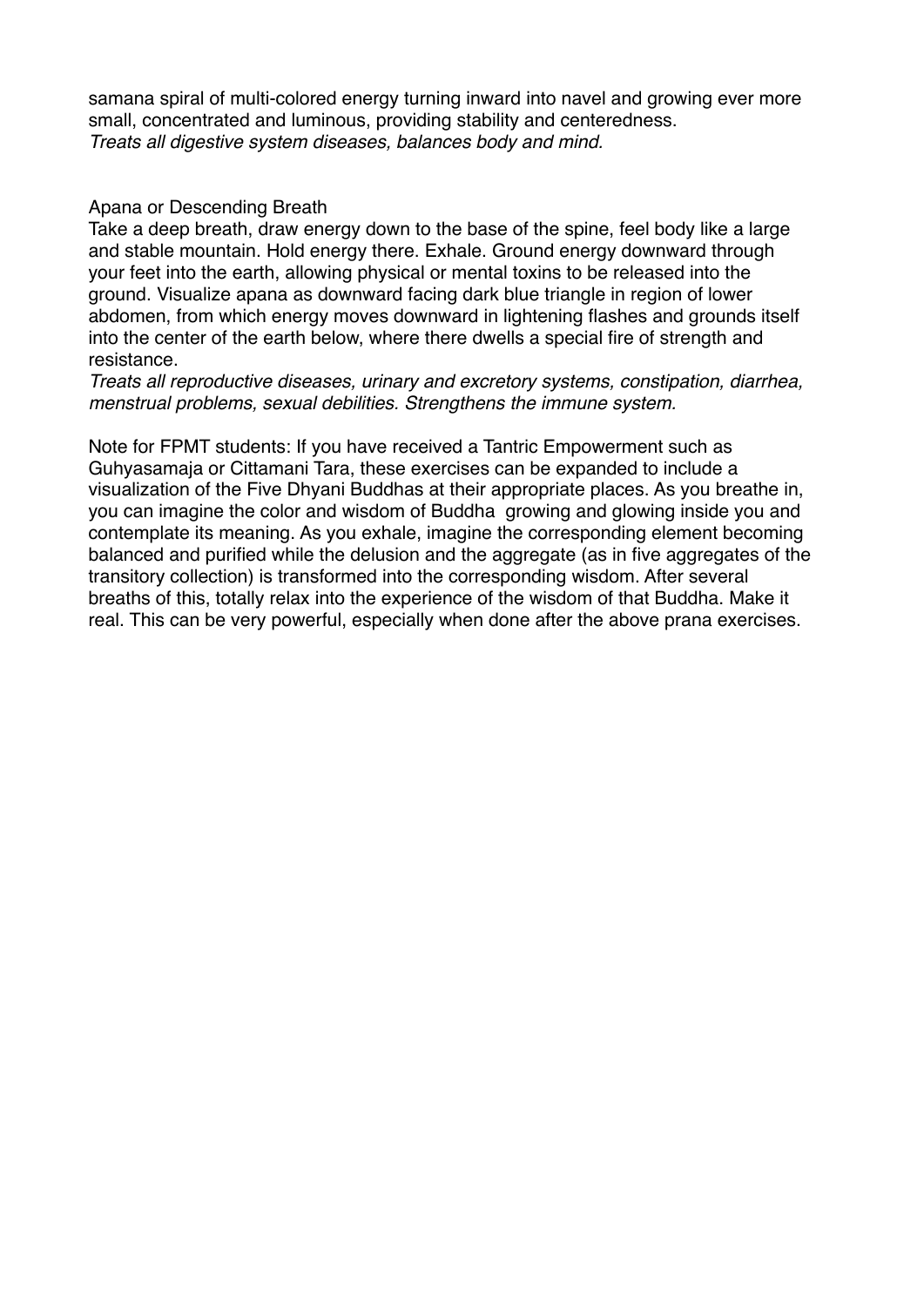samana spiral of multi-colored energy turning inward into navel and growing ever more small, concentrated and luminous, providing stability and centeredness.
*Treats all digestive system diseases, balances body and mind.*

Apana or Descending Breath

Take a deep breath, draw energy down to the base of the spine, feel body like a large and stable mountain. Hold energy there. Exhale. Ground energy downward through your feet into the earth, allowing physical or mental toxins to be released into the ground. Visualize apana as downward facing dark blue triangle in region of lower abdomen, from which energy moves downward in lightening flashes and grounds itself into the center of the earth below, where there dwells a special fire of strength and resistance.
*Treats all reproductive diseases, urinary and excretory systems, constipation, diarrhea, menstrual problems, sexual debilities. Strengthens the immune system.*

Note for FPMT students: If you have received a Tantric Empowerment such as Guhyasamaja or Cittamani Tara, these exercises can be expanded to include a visualization of the Five Dhyani Buddhas at their appropriate places. As you breathe in, you can imagine the color and wisdom of Buddha growing and glowing inside you and contemplate its meaning. As you exhale, imagine the corresponding element becoming balanced and purified while the delusion and the aggregate (as in five aggregates of the transitory collection) is transformed into the corresponding wisdom. After several breaths of this, totally relax into the experience of the wisdom of that Buddha. Make it real. This can be very powerful, especially when done after the above prana exercises.